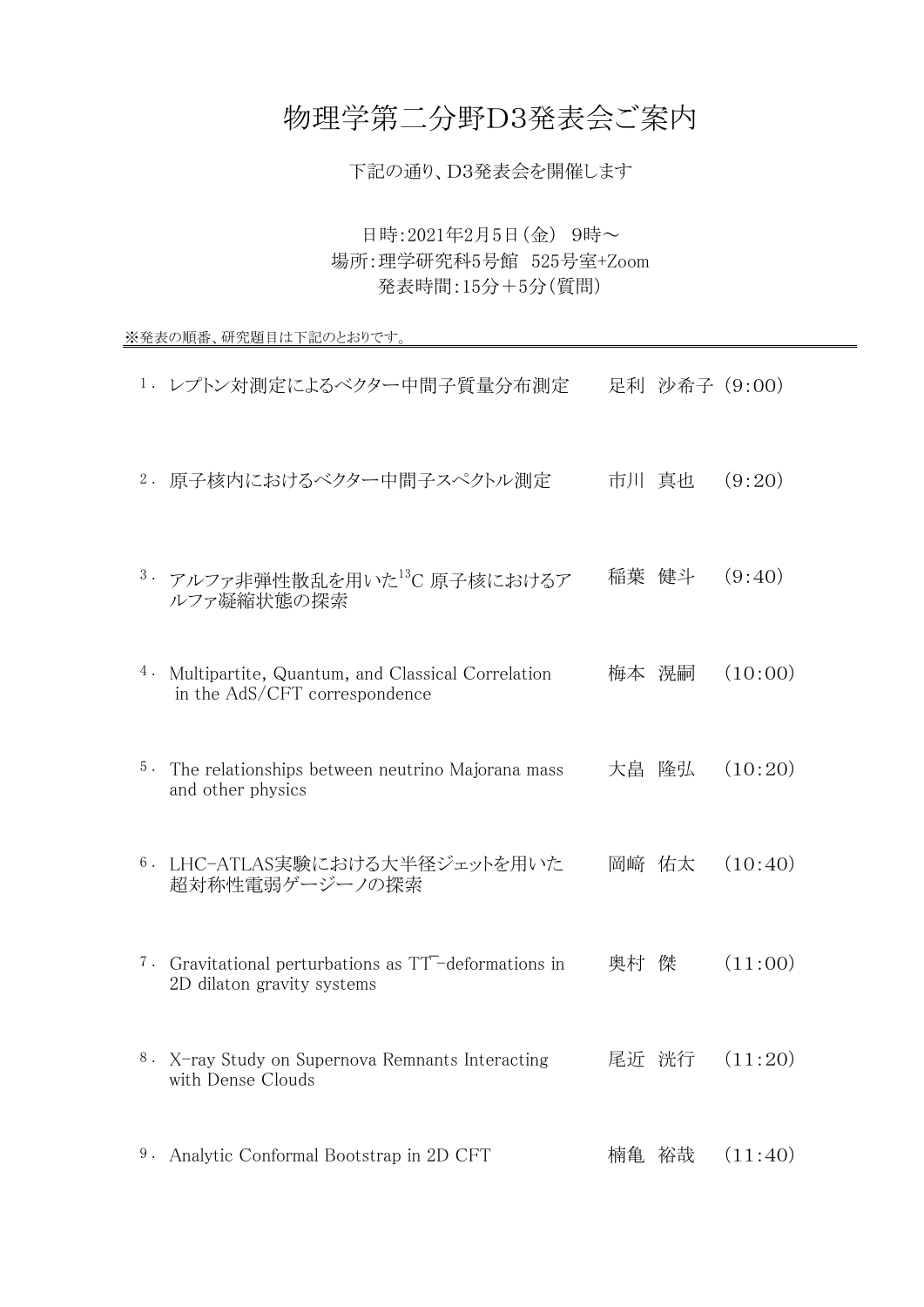# 物理学第二分野D3発表会ご案内

下記の通り、D3発表会を開催します

日時:2021年2月5日(金) 9時～
場所:理学研究科5号館 525号室+Zoom
発表時間:15分＋5分(質問)

※発表の順番、研究題目は下記のとおりです。

1. レプトン対測定によるベクター中間子質量分布測定　足利 沙希子 (9:00)

2. 原子核内におけるベクター中間子スペクトル測定　市川 真也 (9:20)

3. アルファ非弾性散乱を用いた$^{13}$C 原子核におけるアルファ凝縮状態の探索　稲葉 健斗 (9:40)

4. Multipartite, Quantum, and Classical Correlation in the AdS/CFT correspondence　梅本 滉嗣 (10:00)

5. The relationships between neutrino Majorana mass and other physics　大畠 隆弘 (10:20)

6. LHC-ATLAS実験における大半径ジェットを用いた超対称性電弱ゲージーノの探索　岡﨑 佑太 (10:40)

7. Gravitational perturbations as $T\bar{T}$-deformations in 2D dilaton gravity systems　奥村 傑 (11:00)

8. X-ray Study on Supernova Remnants Interacting with Dense Clouds　尾近 洸行 (11:20)

9. Analytic Conformal Bootstrap in 2D CFT　楠亀 裕哉 (11:40)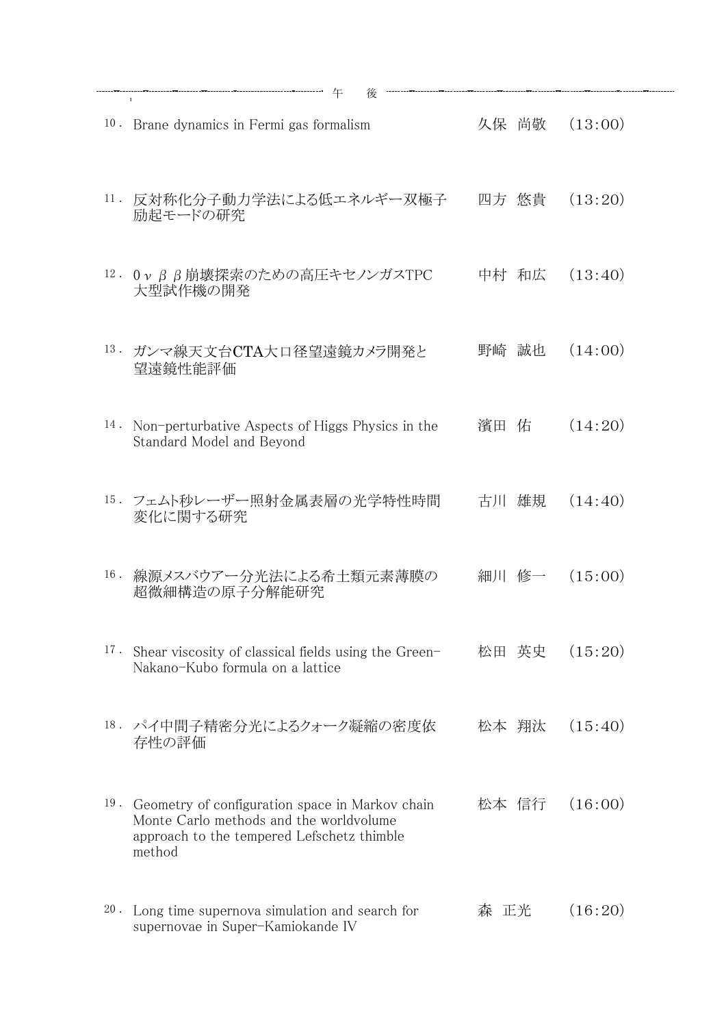## 午　後

| No. | 題目 | 氏名 | 時刻 |
|---|---|---|---|
| 10. | Brane dynamics in Fermi gas formalism | 久保 尚敬 | (13:00) |
| 11. | 反対称化分子動力学法による低エネルギー双極子励起モードの研究 | 四方 悠貴 | (13:20) |
| 12. | $0\nu\beta\beta$崩壊探索のための高圧キセノンガスTPC大型試作機の開発 | 中村 和広 | (13:40) |
| 13. | ガンマ線天文台CTA大口径望遠鏡カメラ開発と望遠鏡性能評価 | 野崎 誠也 | (14:00) |
| 14. | Non-perturbative Aspects of Higgs Physics in the Standard Model and Beyond | 濱田 佑 | (14:20) |
| 15. | フェムト秒レーザー照射金属表層の光学特性時間変化に関する研究 | 古川 雄規 | (14:40) |
| 16. | 線源メスバウアー分光法による希土類元素薄膜の超微細構造の原子分解能研究 | 細川 修一 | (15:00) |
| 17. | Shear viscosity of classical fields using the Green-Nakano-Kubo formula on a lattice | 松田 英史 | (15:20) |
| 18. | パイ中間子精密分光によるクォーク凝縮の密度依存性の評価 | 松本 翔汰 | (15:40) |
| 19. | Geometry of configuration space in Markov chain Monte Carlo methods and the worldvolume approach to the tempered Lefschetz thimble method | 松本 信行 | (16:00) |
| 20. | Long time supernova simulation and search for supernovae in Super-Kamiokande IV | 森 正光 | (16:20) |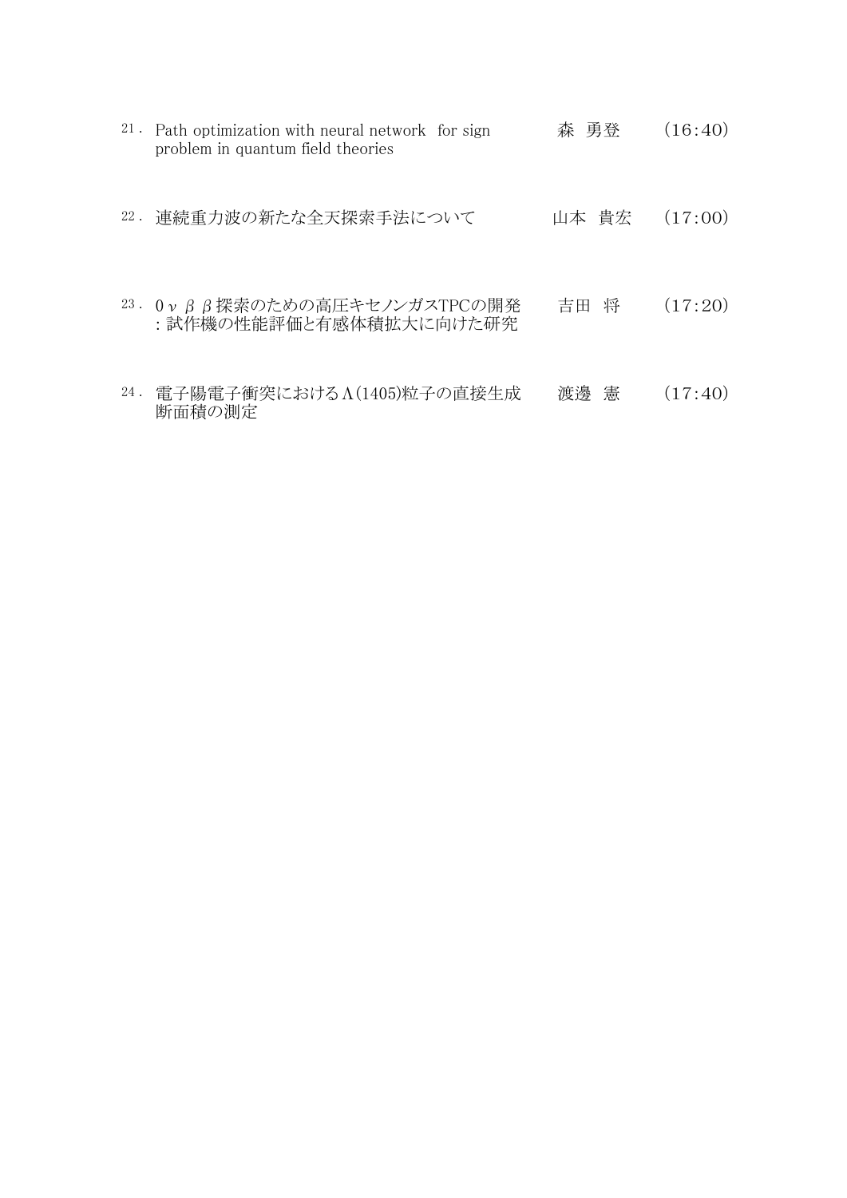21. Path optimization with neural network for sign problem in quantum field theories — 森 勇登 (16:40)

22. 連続重力波の新たな全天探索手法について — 山本 貴宏 (17:00)

23. $0\nu\beta\beta$探索のための高圧キセノンガスTPCの開発 : 試作機の性能評価と有感体積拡大に向けた研究 — 吉田 将 (17:20)

24. 電子陽電子衝突における$\Lambda$(1405)粒子の直接生成断面積の測定 — 渡邊 憲 (17:40)